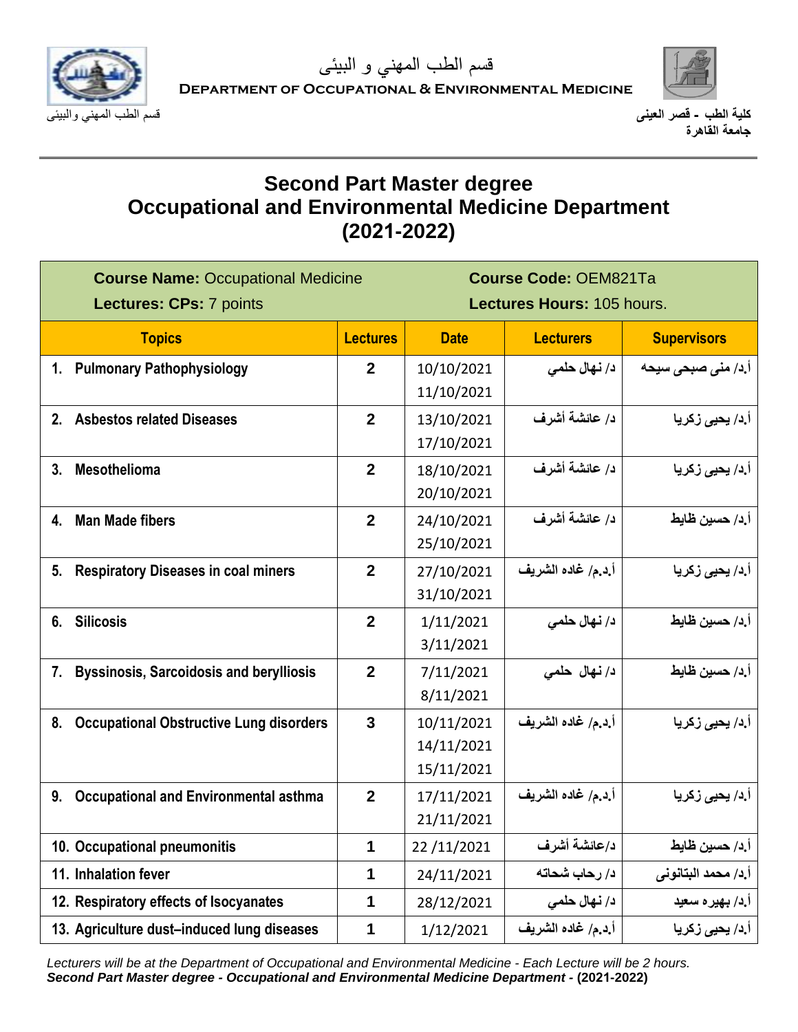قسم الطب المهني و البيئى

**DEPARTMENT OF OCCUPATIONAL & ENVIRONMENTAL MEDICINE**

قسم الطب المهني والبيئى

**كلية الطب - قصر العينى**
**جامعة القاهرة**

# Second Part Master degree
# Occupational and Environmental Medicine Department
# (2021-2022)

**Course Name:** Occupational Medicine | **Course Code:** OEM821Ta

**Lectures: CPs:** 7 points | **Lectures Hours:** 105 hours.

| Topics | Lectures | Date | Lecturers | Supervisors |
|---|---|---|---|---|
| 1. Pulmonary Pathophysiology | 2 | 10/10/2021<br>11/10/2021 | د/ نهال حلمي | أ.د/ منى صبحى سيحه |
| 2. Asbestos related Diseases | 2 | 13/10/2021<br>17/10/2021 | د/ عائشة أشرف | أ.د/ يحيى زكريا |
| 3. Mesothelioma | 2 | 18/10/2021<br>20/10/2021 | د/ عائشة أشرف | أ.د/ يحيى زكريا |
| 4. Man Made fibers | 2 | 24/10/2021<br>25/10/2021 | د/ عائشة أشرف | أ.د/ حسين ظايط |
| 5. Respiratory Diseases in coal miners | 2 | 27/10/2021<br>31/10/2021 | أ.د.م/ غاده الشريف | أ.د/ يحيى زكريا |
| 6. Silicosis | 2 | 1/11/2021<br>3/11/2021 | د/ نهال حلمي | أ.د/ حسين ظايط |
| 7. Byssinosis, Sarcoidosis and beryllIosis | 2 | 7/11/2021<br>8/11/2021 | د/ نهال حلمي | أ.د/ حسين ظايط |
| 8. Occupational Obstructive Lung disorders | 3 | 10/11/2021<br>14/11/2021<br>15/11/2021 | أ.د.م/ غاده الشريف | أ.د/ يحيى زكريا |
| 9. Occupational and Environmental asthma | 2 | 17/11/2021<br>21/11/2021 | أ.د.م/ غاده الشريف | أ.د/ يحيى زكريا |
| 10. Occupational pneumonitis | 1 | 22 /11/2021 | د/عائشة أشرف | أ.د/ حسين ظايط |
| 11. Inhalation fever | 1 | 24/11/2021 | د/ رحاب شحاته | أ.د/ محمد البتانونى |
| 12. Respiratory effects of Isocyanates | 1 | 28/12/2021 | د/ نهال حلمي | أ.د/ بهيره سعيد |
| 13. Agriculture dust–induced lung diseases | 1 | 1/12/2021 | أ.د.م/ غاده الشريف | أ.د/ يحيى زكريا |

*Lecturers will be at the Department of Occupational and Environmental Medicine - Each Lecture will be 2 hours.*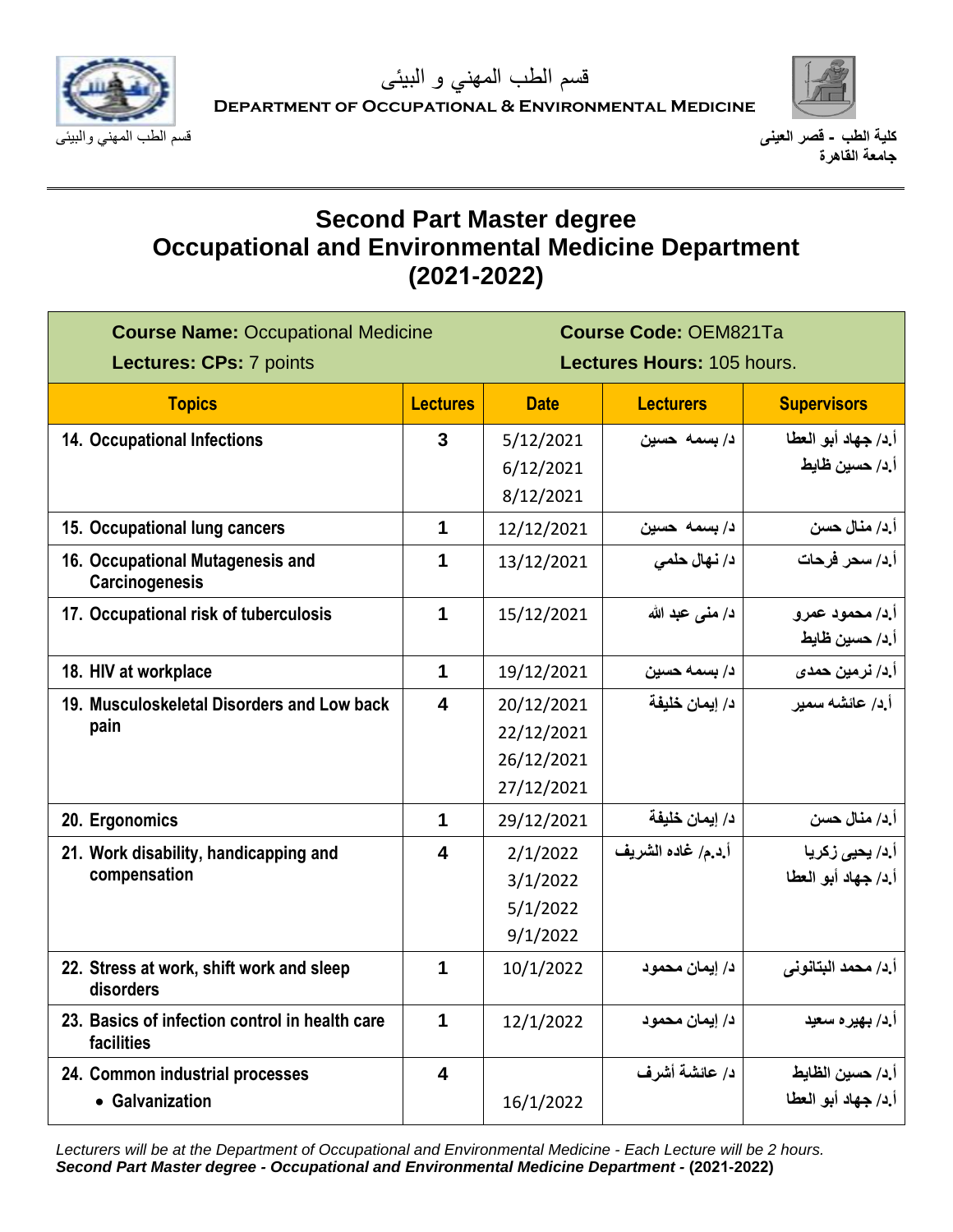قسم الطب المهني و البيئى

**Department of Occupational & Environmental Medicine**

كلية الطب - قصر العينى
جامعة القاهرة

قسم الطب المهني والبيئى

# Second Part Master degree
# Occupational and Environmental Medicine Department
# (2021-2022)

| **Course Name:** Occupational Medicine | | **Course Code:** OEM821Ta | | |
|---|---|---|---|---|
| **Lectures: CPs:** 7 points | | **Lectures Hours:** 105 hours. | | |
| **Topics** | **Lectures** | **Date** | **Lecturers** | **Supervisors** |
| 14. Occupational Infections | 3 | 5/12/2021<br>6/12/2021<br>8/12/2021 | د/ بسمه حسين | أ.د/ جهاد أبو العطا<br>أ.د/ حسين ظايط |
| 15. Occupational lung cancers | 1 | 12/12/2021 | د/ بسمه حسين | أ.د/ منال حسن |
| 16. Occupational Mutagenesis and Carcinogenesis | 1 | 13/12/2021 | د/ نهال حلمي | أ.د/ سحر فرحات |
| 17. Occupational risk of tuberculosis | 1 | 15/12/2021 | د/ منى عبد الله | أ.د/ محمود عمرو<br>أ.د/ حسين ظايط |
| 18. HIV at workplace | 1 | 19/12/2021 | د/ بسمه حسين | أ.د/ نرمين حمدى |
| 19. Musculoskeletal Disorders and Low back pain | 4 | 20/12/2021<br>22/12/2021<br>26/12/2021<br>27/12/2021 | د/ إيمان خليفة | أ.د/ عائشه سمير |
| 20. Ergonomics | 1 | 29/12/2021 | د/ إيمان خليفة | أ.د/ منال حسن |
| 21. Work disability, handicapping and compensation | 4 | 2/1/2022<br>3/1/2022<br>5/1/2022<br>9/1/2022 | أ.د.م/ غاده الشريف | أ.د/ يحيى زكريا<br>أ.د/ جهاد أبو العطا |
| 22. Stress at work, shift work and sleep disorders | 1 | 10/1/2022 | د/ إيمان محمود | أ.د/ محمد البتانونى |
| 23. Basics of infection control in health care facilities | 1 | 12/1/2022 | د/ إيمان محمود | أ.د/ بهيره سعيد |
| 24. Common industrial processes<br>• Galvanization | 4 | <br>16/1/2022 | د/ عائشة أشرف | أ.د/ حسين الظايط<br>أ.د/ جهاد أبو العطا |

*Lecturers will be at the Department of Occupational and Environmental Medicine - Each Lecture will be 2 hours.*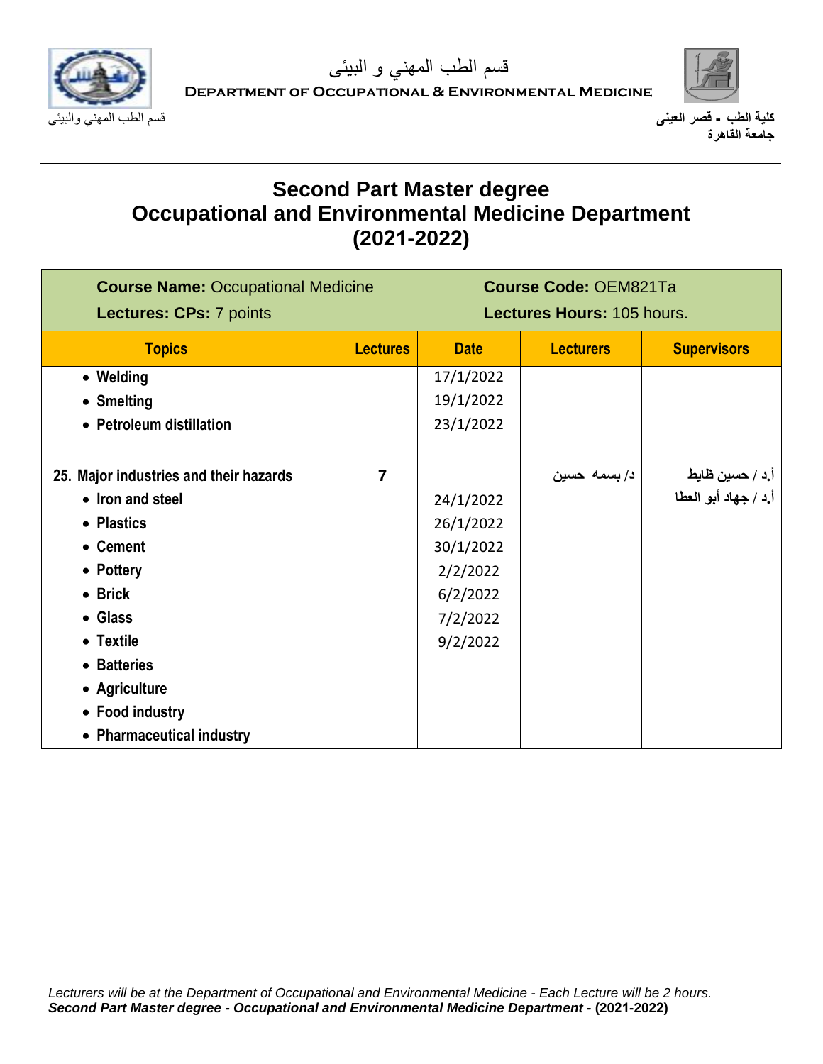# Second Part Master degree
# Occupational and Environmental Medicine Department
# (2021-2022)

| **Course Name:** Occupational Medicine | | **Course Code:** OEM821Ta | | |
|---|---|---|---|---|
| **Lectures: CPs:** 7 points | | **Lectures Hours:** 105 hours. | | |
| **Topics** | **Lectures** | **Date** | **Lecturers** | **Supervisors** |
| • Welding<br>• Smelting<br>• Petroleum distillation | | 17/1/2022<br>19/1/2022<br>23/1/2022 | | |
| **25. Major industries and their hazards**<br>• Iron and steel<br>• Plastics<br>• Cement<br>• Pottery<br>• Brick<br>• Glass<br>• Textile<br>• Batteries<br>• Agriculture<br>• Food industry<br>• Pharmaceutical industry | 7 | <br>24/1/2022<br>26/1/2022<br>30/1/2022<br>2/2/2022<br>6/2/2022<br>7/2/2022<br>9/2/2022 | د/ بسمه حسين | أ.د / حسين ظايط<br>أ.د / جهاد أبو العطا |

*Lectures will be at the Department of Occupational and Environmental Medicine - Each Lecture will be 2 hours.*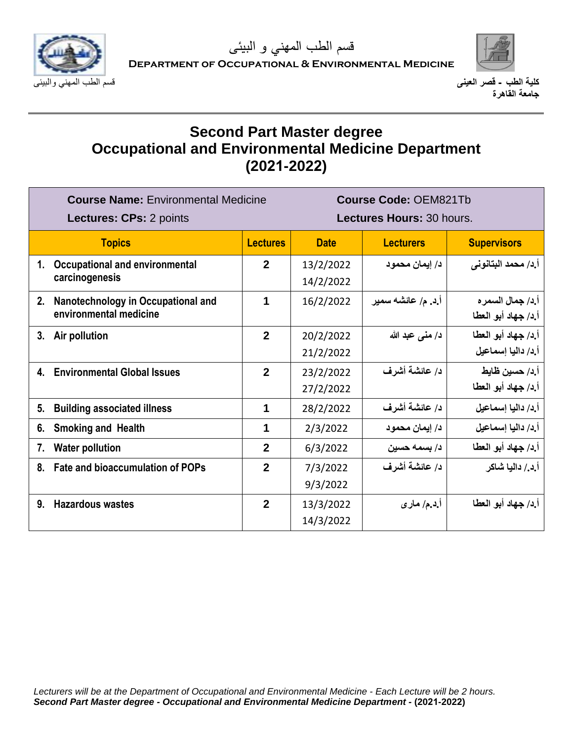قسم الطب المهني و البيئى

**DEPARTMENT OF OCCUPATIONAL & ENVIRONMENTAL MEDICINE**

قسم الطب المهني والبيئى

**كلية الطب - قصر العينى**
**جامعة القاهرة**

# Second Part Master degree
# Occupational and Environmental Medicine Department
# (2021-2022)

| **Course Name:** Environmental Medicine | | **Course Code:** OEM821Tb | | |
|---|---|---|---|---|
| **Lectures: CPs:** 2 points | | **Lectures Hours:** 30 hours. | | |
| **Topics** | **Lectures** | **Date** | **Lecturers** | **Supervisors** |
| 1. Occupational and environmental carcinogenesis | 2 | 13/2/2022<br>14/2/2022 | د/ إيمان محمود | أ.د/ محمد البتانونى |
| 2. Nanotechnology in Occupational and environmental medicine | 1 | 16/2/2022 | أ.د. م/ عائشه سمير | أ.د/ جمال السمره<br>أ.د/ جهاد أبو العطا |
| 3. Air pollution | 2 | 20/2/2022<br>21/2/2022 | د/ منى عبد الله | أ.د/ جهاد أبو العطا<br>أ.د/ داليا إسماعيل |
| 4. Environmental Global Issues | 2 | 23/2/2022<br>27/2/2022 | د/ عائشة أشرف | أ.د/ حسين ظايط<br>أ.د/ جهاد أبو العطا |
| 5. Building associated illness | 1 | 28/2/2022 | د/ عائشة أشرف | أ.د/ داليا إسماعيل |
| 6. Smoking and Health | 1 | 2/3/2022 | د/ إيمان محمود | أ.د/ داليا إسماعيل |
| 7. Water pollution | 2 | 6/3/2022 | د/ بسمه حسين | أ.د/ جهاد أبو العطا |
| 8. Fate and bioaccumulation of POPs | 2 | 7/3/2022<br>9/3/2022 | د/ عائشة أشرف | أ.د./ داليا شاكر |
| 9. Hazardous wastes | 2 | 13/3/2022<br>14/3/2022 | أ.د.م/ مارى | أ.د/ جهاد أبو العطا |

*Lecturers will be at the Department of Occupational and Environmental Medicine - Each Lecture will be 2 hours.*
***Second Part Master degree - Occupational and Environmental Medicine Department -* (2021-2022)**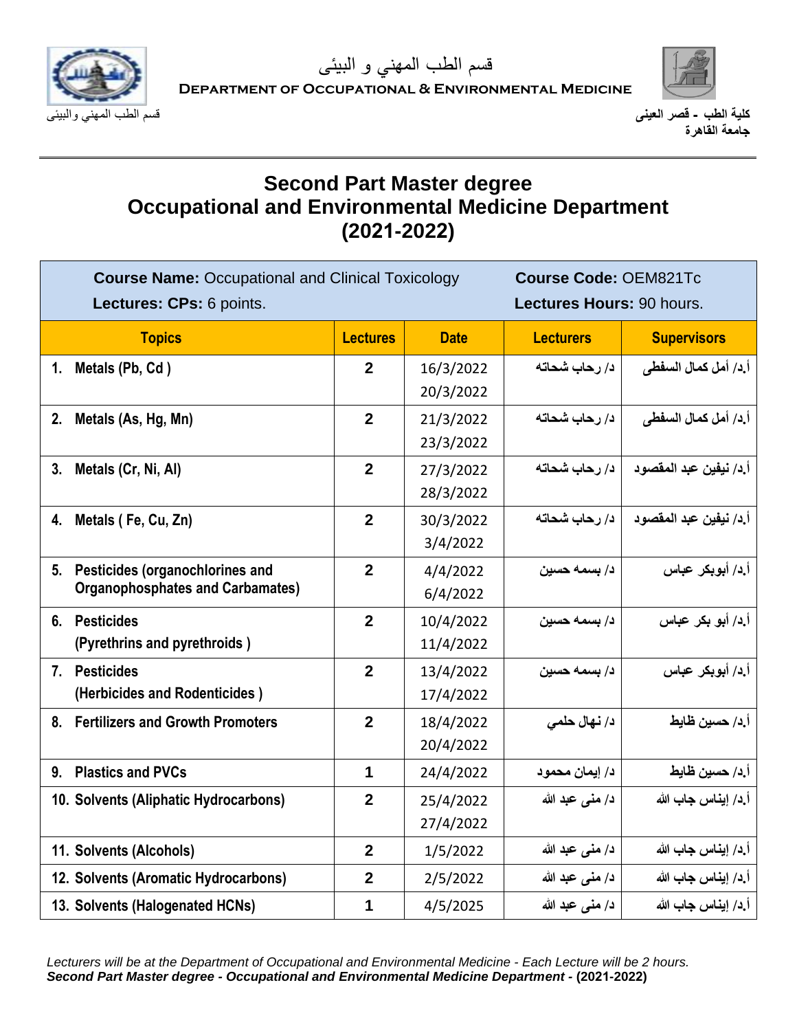قسم الطب المهني و البيئى

DEPARTMENT OF OCCUPATIONAL & ENVIRONMENTAL MEDICINE

كلية الطب - قصر العينى
جامعة القاهرة

قسم الطب المهني والبيئى

# Second Part Master degree
# Occupational and Environmental Medicine Department
# (2021-2022)

**Course Name:** Occupational and Clinical Toxicology **Course Code:** OEM821Tc

**Lectures: CPs:** 6 points. **Lectures Hours:** 90 hours.

| Topics | Lectures | Date | Lecturers | Supervisors |
|---|---|---|---|---|
| 1. Metals (Pb, Cd ) | 2 | 16/3/2022<br>20/3/2022 | د/ رحاب شحاته | أ.د/ أمل كمال السفطى |
| 2. Metals (As, Hg, Mn) | 2 | 21/3/2022<br>23/3/2022 | د/ رحاب شحاته | أ.د/ أمل كمال السفطى |
| 3. Metals (Cr, Ni, Al) | 2 | 27/3/2022<br>28/3/2022 | د/ رحاب شحاته | أ.د/ نيفين عبد المقصود |
| 4. Metals ( Fe, Cu, Zn) | 2 | 30/3/2022<br>3/4/2022 | د/ رحاب شحاته | أ.د/ نيفين عبد المقصود |
| 5. Pesticides (organochlorines and Organophosphates and Carbamates) | 2 | 4/4/2022<br>6/4/2022 | د/ بسمه حسين | أ.د/ أبوبكر عباس |
| 6. Pesticides (Pyrethrins and pyrethroids ) | 2 | 10/4/2022<br>11/4/2022 | د/ بسمه حسين | أ.د/ أبو بكر عباس |
| 7. Pesticides (Herbicides and Rodenticides ) | 2 | 13/4/2022<br>17/4/2022 | د/ بسمه حسين | أ.د/ أبوبكر عباس |
| 8. Fertilizers and Growth Promoters | 2 | 18/4/2022<br>20/4/2022 | د/ نهال حلمي | أ.د/ حسين ظايط |
| 9. Plastics and PVCs | 1 | 24/4/2022 | د/ إيمان محمود | أ.د/ حسين ظايط |
| 10. Solvents (Aliphatic Hydrocarbons) | 2 | 25/4/2022<br>27/4/2022 | د/ منى عبد الله | أ.د/ إيناس جاب الله |
| 11. Solvents (Alcohols) | 2 | 1/5/2022 | د/ منى عبد الله | أ.د/ إيناس جاب الله |
| 12. Solvents (Aromatic Hydrocarbons) | 2 | 2/5/2022 | د/ منى عبد الله | أ.د/ إيناس جاب الله |
| 13. Solvents (Halogenated HCNs) | 1 | 4/5/2025 | د/ منى عبد الله | أ.د/ إيناس جاب الله |

*Lecturers will be at the Department of Occupational and Environmental Medicine - Each Lecture will be 2 hours.*
***Second Part Master degree - Occupational and Environmental Medicine Department -* (2021-2022)**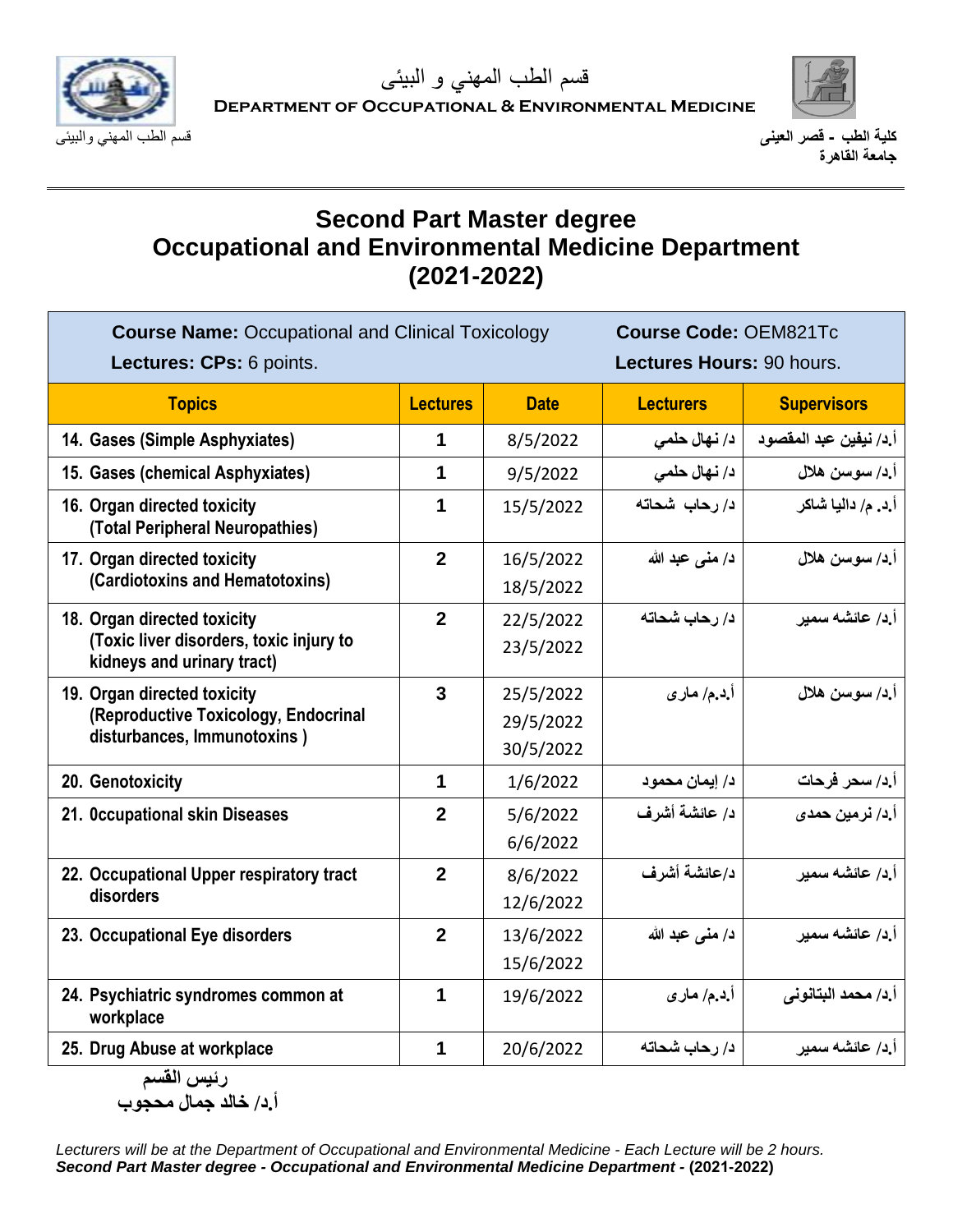قسم الطب المهني و البيئى

**Department of Occupational & Environmental Medicine**

قسم الطب المهني والبيئى

**كلية الطب - قصر العينى**
**جامعة القاهرة**

# Second Part Master degree
# Occupational and Environmental Medicine Department
# (2021-2022)

**Course Name:** Occupational and Clinical Toxicology  **Course Code:** OEM821Tc
**Lectures: CPs:** 6 points.  **Lectures Hours:** 90 hours.

| Topics | Lectures | Date | Lecturers | Supervisors |
|---|---|---|---|---|
| 14. Gases (Simple Asphyxiates) | 1 | 8/5/2022 | د/ نهال حلمي | أ.د/ نيفين عبد المقصود |
| 15. Gases (chemical Asphyxiates) | 1 | 9/5/2022 | د/ نهال حلمي | أ.د/ سوسن هلال |
| 16. Organ directed toxicity (Total Peripheral Neuropathies) | 1 | 15/5/2022 | د/ رحاب شحاته | أ.د. م/ داليا شاكر |
| 17. Organ directed toxicity (Cardiotoxins and Hematotoxins) | 2 | 16/5/2022 18/5/2022 | د/ منى عبد الله | أ.د/ سوسن هلال |
| 18. Organ directed toxicity (Toxic liver disorders, toxic injury to kidneys and urinary tract) | 2 | 22/5/2022 23/5/2022 | د/ رحاب شحاته | أ.د/ عائشه سمير |
| 19. Organ directed toxicity (Reproductive Toxicology, Endocrinal disturbances, Immunotoxins ) | 3 | 25/5/2022 29/5/2022 30/5/2022 | أ.د.م/ مارى | أ.د/ سوسن هلال |
| 20. Genotoxicity | 1 | 1/6/2022 | د/ إيمان محمود | أ.د/ سحر فرحات |
| 21. Occupational skin Diseases | 2 | 5/6/2022 6/6/2022 | د/ عائشة أشرف | أ.د/ نرمين حمدى |
| 22. Occupational Upper respiratory tract disorders | 2 | 8/6/2022 12/6/2022 | د/عائشة أشرف | أ.د/ عائشه سمير |
| 23. Occupational Eye disorders | 2 | 13/6/2022 15/6/2022 | د/ منى عبد الله | أ.د/ عائشه سمير |
| 24. Psychiatric syndromes common at workplace | 1 | 19/6/2022 | أ.د.م/ مارى | أ.د/ محمد البتانونى |
| 25. Drug Abuse at workplace | 1 | 20/6/2022 | د/ رحاب شحاته | أ.د/ عائشه سمير |

**رئيس القسم**
**أ.د/ خالد جمال محجوب**

*Lecturers will be at the Department of Occupational and Environmental Medicine - Each Lecture will be 2 hours.*
***Second Part Master degree - Occupational and Environmental Medicine Department -* (2021-2022)**